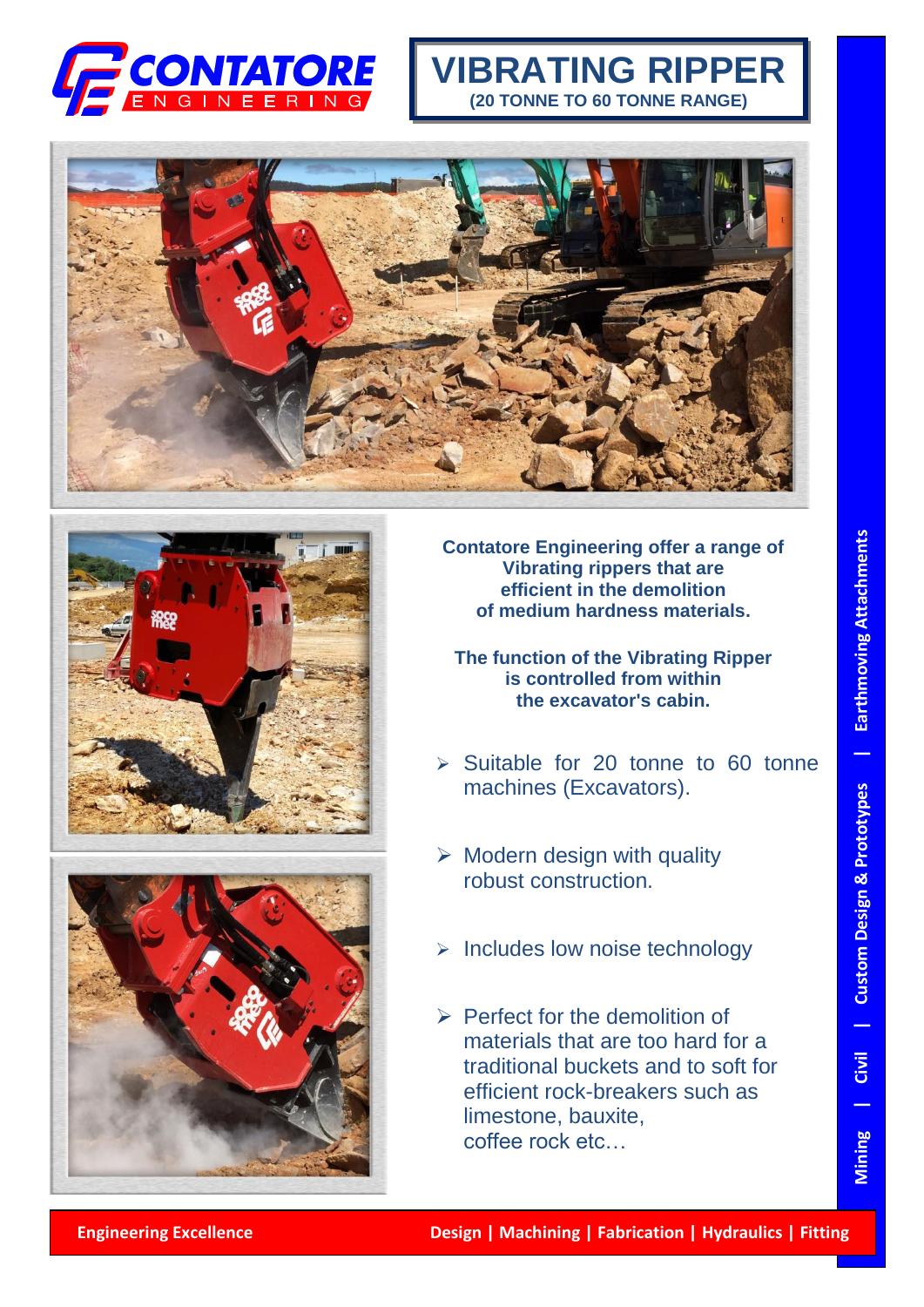CONTATORE ENGINEERING

# VIBRATING RIPPER

**(20 TONNE TO 60 TONNE RANGE)**

**Contatore Engineering offer a range of Vibrating rippers that are efficient in the demolition of medium hardness materials.**

**The function of the Vibrating Ripper is controlled from within the excavator's cabin.**

- Suitable for 20 tonne to 60 tonne machines (Excavators).
- Modern design with quality robust construction.
- Includes low noise technology
- Perfect for the demolition of materials that are too hard for a traditional buckets and to soft for efficient rock-breakers such as limestone, bauxite, coffee rock etc…

Earthmoving Attachments | Custom Design & Prototypes | Civil | Mining

**Engineering Excellence** **Design | Machining | Fabrication | Hydraulics | Fitting**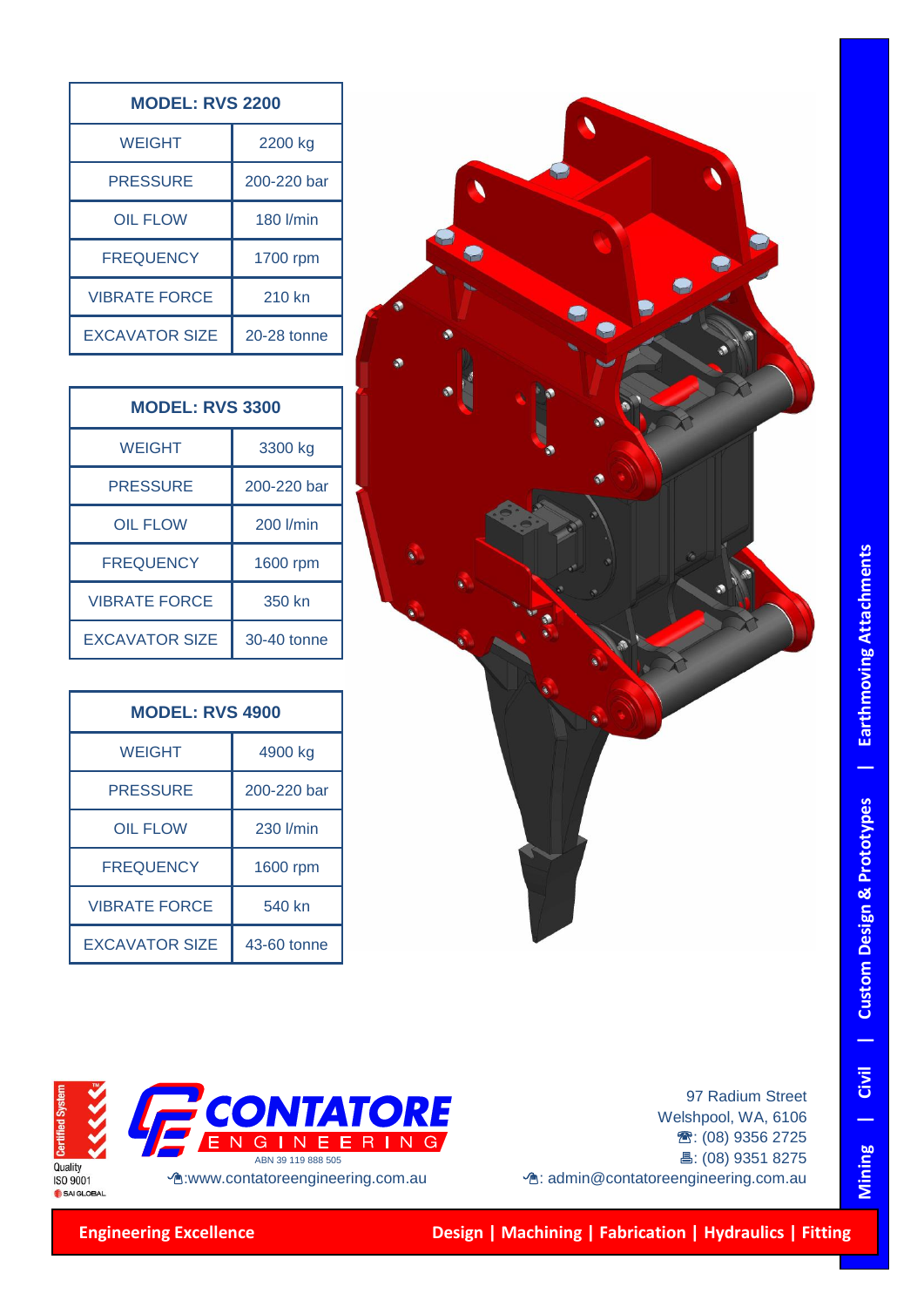| MODEL: RVS 2200 | |
|---|---|
| WEIGHT | 2200 kg |
| PRESSURE | 200-220 bar |
| OIL FLOW | 180 l/min |
| FREQUENCY | 1700 rpm |
| VIBRATE FORCE | 210 kn |
| EXCAVATOR SIZE | 20-28 tonne |

| MODEL: RVS 3300 | |
|---|---|
| WEIGHT | 3300 kg |
| PRESSURE | 200-220 bar |
| OIL FLOW | 200 l/min |
| FREQUENCY | 1600 rpm |
| VIBRATE FORCE | 350 kn |
| EXCAVATOR SIZE | 30-40 tonne |

| MODEL: RVS 4900 | |
|---|---|
| WEIGHT | 4900 kg |
| PRESSURE | 200-220 bar |
| OIL FLOW | 230 l/min |
| FREQUENCY | 1600 rpm |
| VIBRATE FORCE | 540 kn |
| EXCAVATOR SIZE | 43-60 tonne |

Mining | Civil | Custom Design & Prototypes | Earthmoving Attachments

Certified System Quality ISO 9001 SAI GLOBAL

**CONTATORE ENGINEERING**

ABN 39 119 888 505

:www.contatoreengineering.com.au

97 Radium Street
Welshpool, WA, 6106
: (08) 9356 2725
: (08) 9351 8275
: admin@contatoreengineering.com.au

**Engineering Excellence** **Design | Machining | Fabrication | Hydraulics | Fitting**